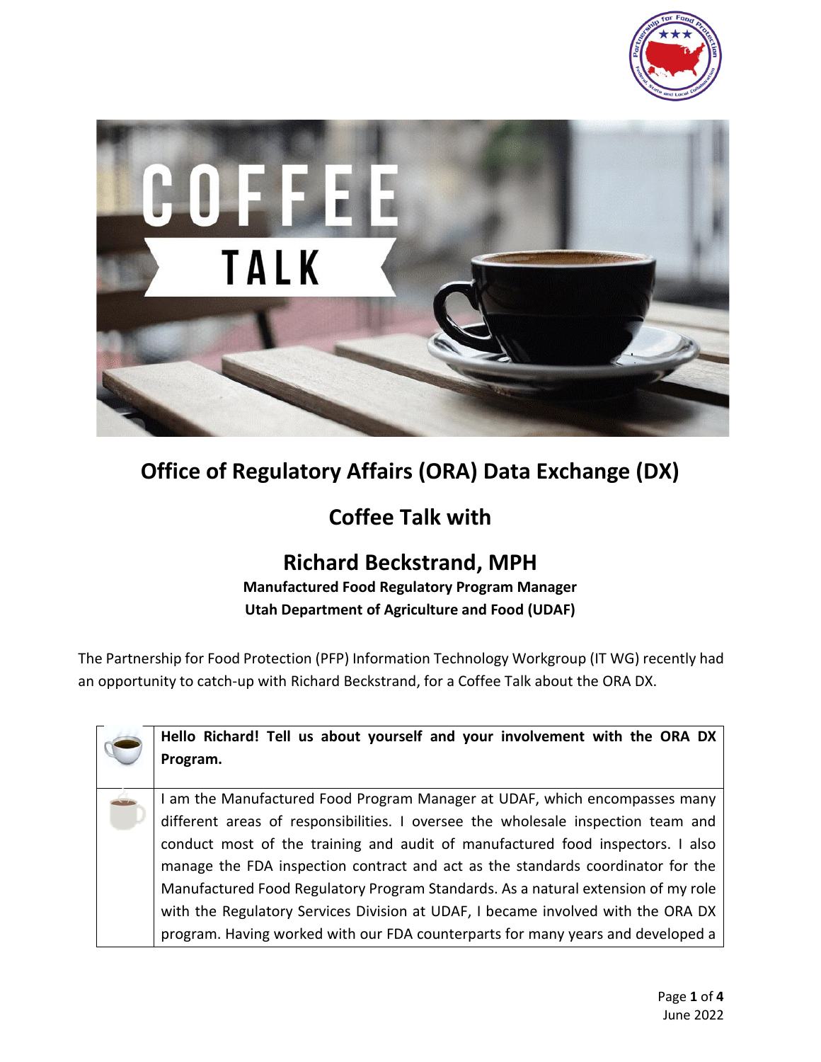# Office of Regulatory Affairs (ORA) Data Exchange (DX)

## Coffee Talk with

## Richard Beckstrand, MPH

**Manufactured Food Regulatory Program Manager**
**Utah Department of Agriculture and Food (UDAF)**

The Partnership for Food Protection (PFP) Information Technology Workgroup (IT WG) recently had an opportunity to catch-up with Richard Beckstrand, for a Coffee Talk about the ORA DX.

**Hello Richard! Tell us about yourself and your involvement with the ORA DX Program.**

I am the Manufactured Food Program Manager at UDAF, which encompasses many different areas of responsibilities. I oversee the wholesale inspection team and conduct most of the training and audit of manufactured food inspectors. I also manage the FDA inspection contract and act as the standards coordinator for the Manufactured Food Regulatory Program Standards. As a natural extension of my role with the Regulatory Services Division at UDAF, I became involved with the ORA DX program. Having worked with our FDA counterparts for many years and developed a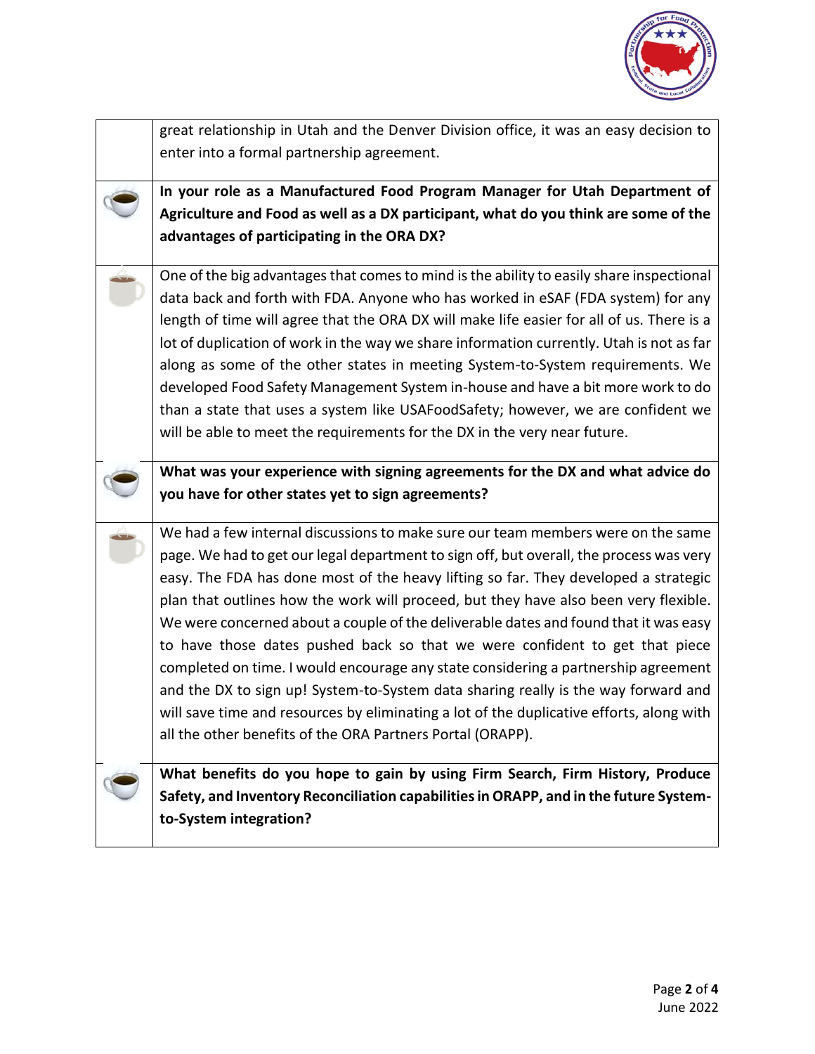great relationship in Utah and the Denver Division office, it was an easy decision to enter into a formal partnership agreement.

**In your role as a Manufactured Food Program Manager for Utah Department of Agriculture and Food as well as a DX participant, what do you think are some of the advantages of participating in the ORA DX?**

One of the big advantages that comes to mind is the ability to easily share inspectional data back and forth with FDA. Anyone who has worked in eSAF (FDA system) for any length of time will agree that the ORA DX will make life easier for all of us. There is a lot of duplication of work in the way we share information currently. Utah is not as far along as some of the other states in meeting System-to-System requirements. We developed Food Safety Management System in-house and have a bit more work to do than a state that uses a system like USAFoodSafety; however, we are confident we will be able to meet the requirements for the DX in the very near future.

**What was your experience with signing agreements for the DX and what advice do you have for other states yet to sign agreements?**

We had a few internal discussions to make sure our team members were on the same page. We had to get our legal department to sign off, but overall, the process was very easy. The FDA has done most of the heavy lifting so far. They developed a strategic plan that outlines how the work will proceed, but they have also been very flexible. We were concerned about a couple of the deliverable dates and found that it was easy to have those dates pushed back so that we were confident to get that piece completed on time. I would encourage any state considering a partnership agreement and the DX to sign up! System-to-System data sharing really is the way forward and will save time and resources by eliminating a lot of the duplicative efforts, along with all the other benefits of the ORA Partners Portal (ORAPP).

**What benefits do you hope to gain by using Firm Search, Firm History, Produce Safety, and Inventory Reconciliation capabilities in ORAPP, and in the future System-to-System integration?**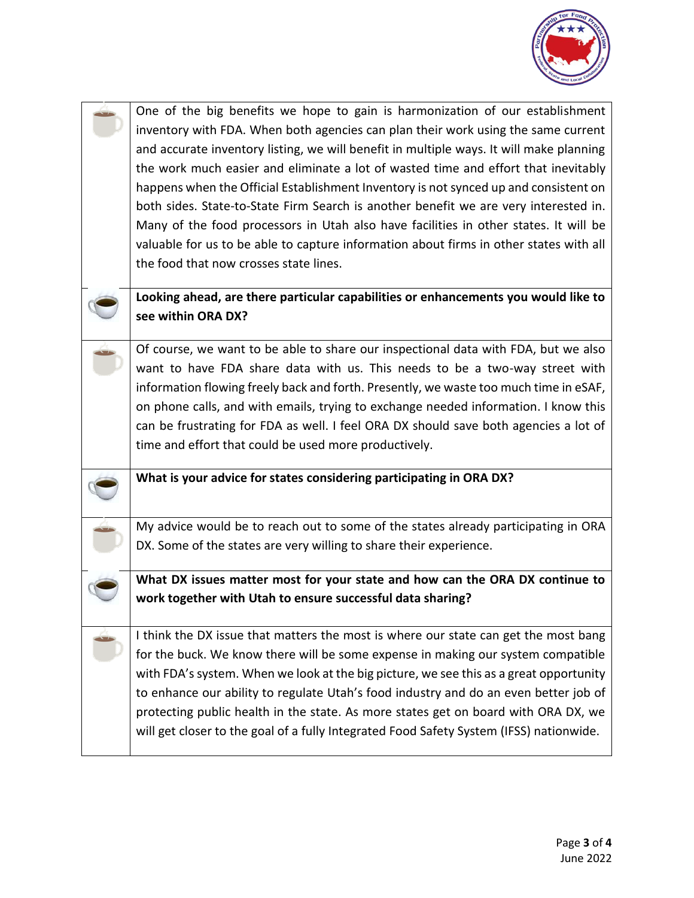One of the big benefits we hope to gain is harmonization of our establishment inventory with FDA. When both agencies can plan their work using the same current and accurate inventory listing, we will benefit in multiple ways. It will make planning the work much easier and eliminate a lot of wasted time and effort that inevitably happens when the Official Establishment Inventory is not synced up and consistent on both sides. State-to-State Firm Search is another benefit we are very interested in. Many of the food processors in Utah also have facilities in other states. It will be valuable for us to be able to capture information about firms in other states with all the food that now crosses state lines.

**Looking ahead, are there particular capabilities or enhancements you would like to see within ORA DX?**

Of course, we want to be able to share our inspectional data with FDA, but we also want to have FDA share data with us. This needs to be a two-way street with information flowing freely back and forth. Presently, we waste too much time in eSAF, on phone calls, and with emails, trying to exchange needed information. I know this can be frustrating for FDA as well. I feel ORA DX should save both agencies a lot of time and effort that could be used more productively.

**What is your advice for states considering participating in ORA DX?**

My advice would be to reach out to some of the states already participating in ORA DX. Some of the states are very willing to share their experience.

**What DX issues matter most for your state and how can the ORA DX continue to work together with Utah to ensure successful data sharing?**

I think the DX issue that matters the most is where our state can get the most bang for the buck. We know there will be some expense in making our system compatible with FDA's system. When we look at the big picture, we see this as a great opportunity to enhance our ability to regulate Utah's food industry and do an even better job of protecting public health in the state. As more states get on board with ORA DX, we will get closer to the goal of a fully Integrated Food Safety System (IFSS) nationwide.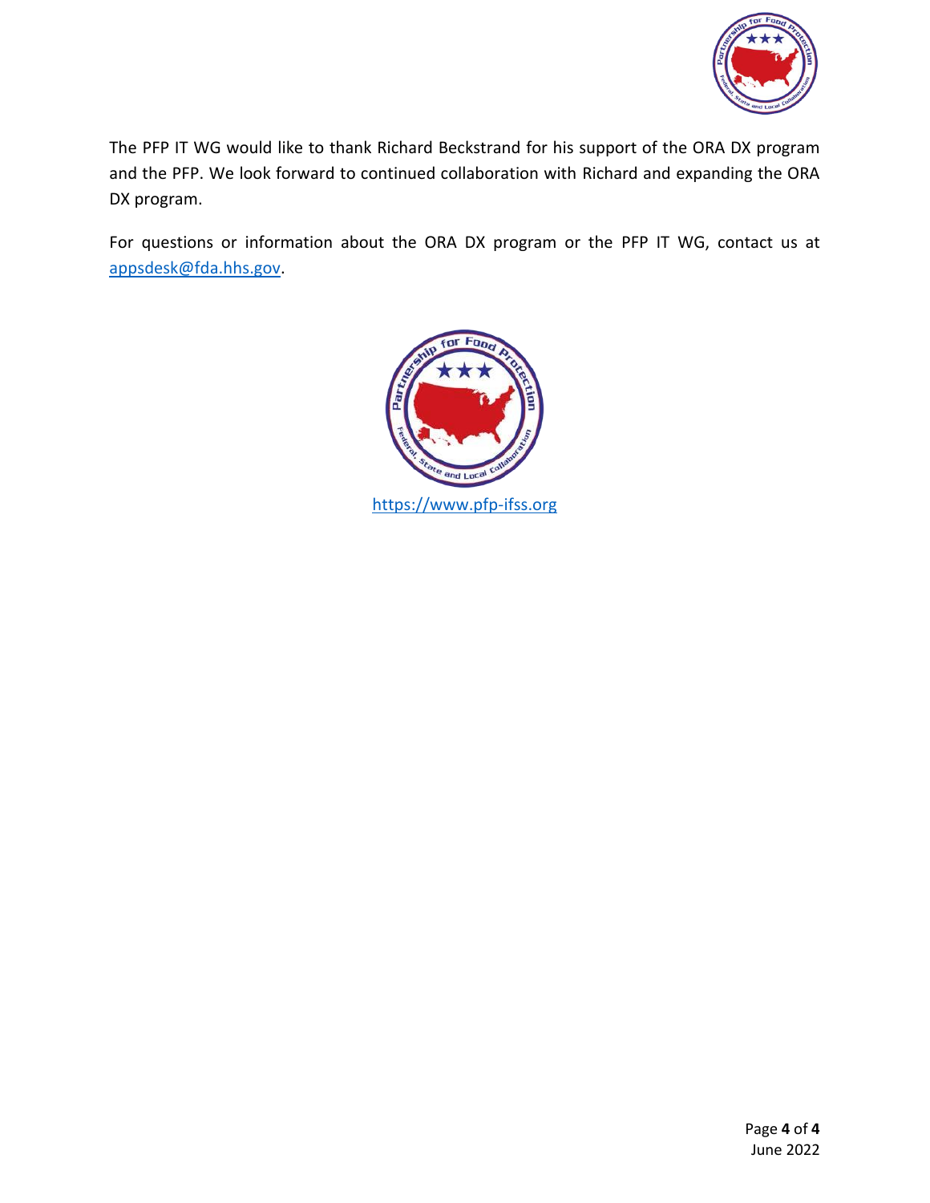The PFP IT WG would like to thank Richard Beckstrand for his support of the ORA DX program and the PFP. We look forward to continued collaboration with Richard and expanding the ORA DX program.

For questions or information about the ORA DX program or the PFP IT WG, contact us at appsdesk@fda.hhs.gov.

https://www.pfp-ifss.org